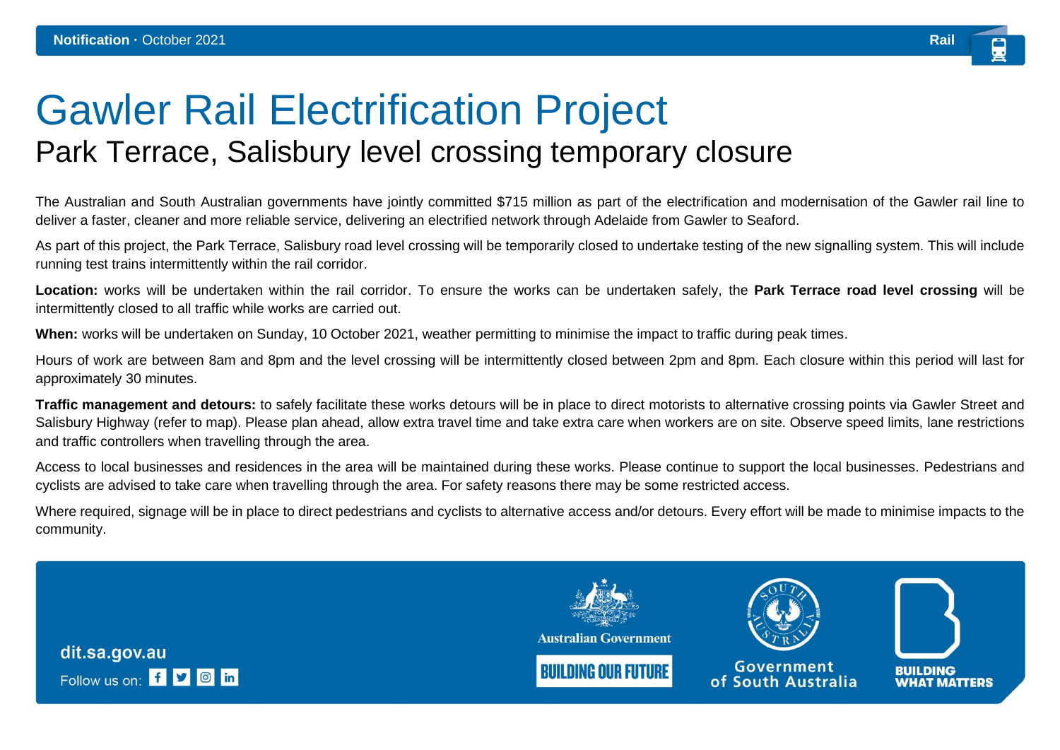Notification · October 2021 Rail

# Gawler Rail Electrification Project

## Park Terrace, Salisbury level crossing temporary closure

The Australian and South Australian governments have jointly committed $715 million as part of the electrification and modernisation of the Gawler rail line to deliver a faster, cleaner and more reliable service, delivering an electrified network through Adelaide from Gawler to Seaford.

As part of this project, the Park Terrace, Salisbury road level crossing will be temporarily closed to undertake testing of the new signalling system. This will include running test trains intermittently within the rail corridor.

**Location:** works will be undertaken within the rail corridor. To ensure the works can be undertaken safely, the **Park Terrace road level crossing** will be intermittently closed to all traffic while works are carried out.

**When:** works will be undertaken on Sunday, 10 October 2021, weather permitting to minimise the impact to traffic during peak times.

Hours of work are between 8am and 8pm and the level crossing will be intermittently closed between 2pm and 8pm. Each closure within this period will last for approximately 30 minutes.

**Traffic management and detours:** to safely facilitate these works detours will be in place to direct motorists to alternative crossing points via Gawler Street and Salisbury Highway (refer to map). Please plan ahead, allow extra travel time and take extra care when workers are on site. Observe speed limits, lane restrictions and traffic controllers when travelling through the area.

Access to local businesses and residences in the area will be maintained during these works. Please continue to support the local businesses. Pedestrians and cyclists are advised to take care when travelling through the area. For safety reasons there may be some restricted access.

Where required, signage will be in place to direct pedestrians and cyclists to alternative access and/or detours. Every effort will be made to minimise impacts to the community.

dit.sa.gov.au

Follow us on:

Australian Government

BUILDING OUR FUTURE

Government of South Australia

BUILDING WHAT MATTERS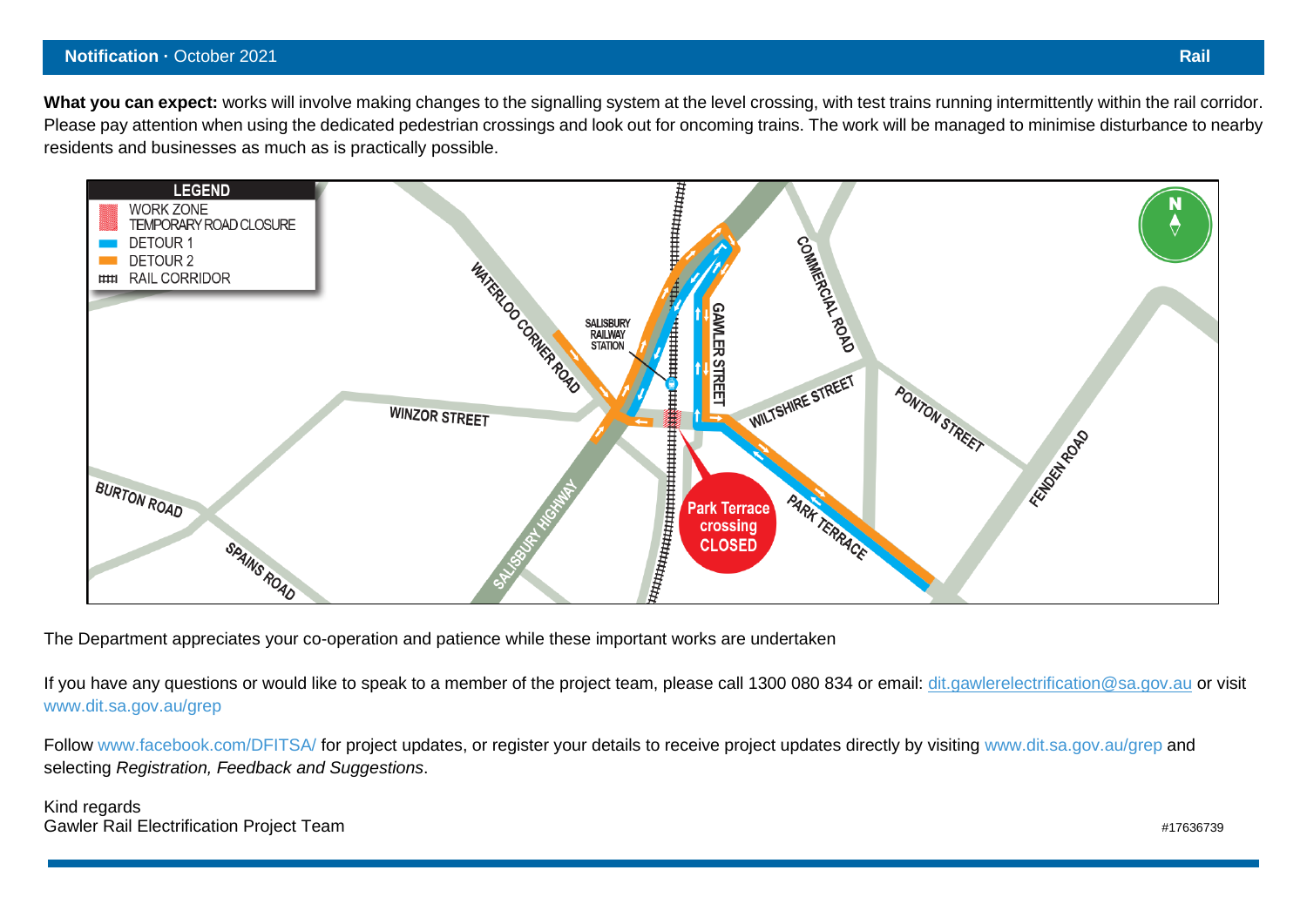**What you can expect:** works will involve making changes to the signalling system at the level crossing, with test trains running intermittently within the rail corridor. Please pay attention when using the dedicated pedestrian crossings and look out for oncoming trains. The work will be managed to minimise disturbance to nearby residents and businesses as much as is practically possible.

LEGEND
WORK ZONE
TEMPORARY ROAD CLOSURE
DETOUR 1
DETOUR 2
RAIL CORRIDOR

WATERLOO CORNER ROAD
SALISBURY RAILWAY STATION
GAWLER STREET
COMMERCIAL ROAD
WILTSHIRE STREET
PONTON STREET
WINZOR STREET
BURTON ROAD
SPAINS ROAD
SALISBURY HIGHWAY
PARK TERRACE
FENDEN ROAD
Park Terrace crossing CLOSED
N

The Department appreciates your co-operation and patience while these important works are undertaken

If you have any questions or would like to speak to a member of the project team, please call 1300 080 834 or email: dit.gawlerelectrification@sa.gov.au or visit www.dit.sa.gov.au/grep

Follow www.facebook.com/DFITSA/ for project updates, or register your details to receive project updates directly by visiting www.dit.sa.gov.au/grep and selecting *Registration, Feedback and Suggestions*.

Kind regards
Gawler Rail Electrification Project Team

#17636739